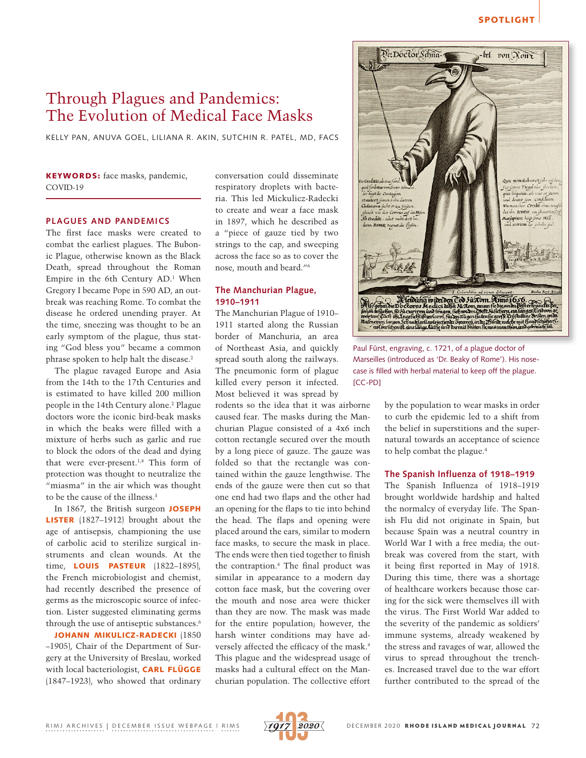# Through Plagues and Pandemics: The Evolution of Medical Face Masks

KELLY PAN, ANUVA GOEL, LILIANA R. AKIN, SUTCHIN R. PATEL, MD, FACS

**KEYWORDS:** face masks, pandemic, COVID-19

## PLAGUES AND PANDEMICS

The first face masks were created to combat the earliest plagues. The Bubonic Plague, otherwise known as the Black Death, spread throughout the Roman Empire in the 6th Century AD.[1] When Gregory I became Pope in 590 AD, an outbreak was reaching Rome. To combat the disease he ordered unending prayer. At the time, sneezing was thought to be an early symptom of the plague, thus stating "God bless you" became a common phrase spoken to help halt the disease.[2]

The plague ravaged Europe and Asia from the 14th to the 17th Centuries and is estimated to have killed 200 million people in the 14th Century alone.[2] Plague doctors wore the iconic bird-beak masks in which the beaks were filled with a mixture of herbs such as garlic and rue to block the odors of the dead and dying that were ever-present.[1,4] This form of protection was thought to neutralize the "miasma" in the air which was thought to be the cause of the illness.[3]

In 1867, the British surgeon **JOSEPH LISTER** (1827–1912) brought about the age of antisepsis, championing the use of carbolic acid to sterilize surgical instruments and clean wounds. At the time, **LOUIS PASTEUR** (1822–1895), the French microbiologist and chemist, had recently described the presence of germs as the microscopic source of infection. Lister suggested eliminating germs through the use of antiseptic substances.[6]

**JOHANN MIKULICZ-RADECKI** (1850–1905), Chair of the Department of Surgery at the University of Breslau, worked with local bacteriologist, **CARL FLÜGGE** (1847–1923), who showed that ordinary conversation could disseminate respiratory droplets with bacteria. This led Mickulicz-Radecki to create and wear a face mask in 1897, which he described as a "piece of gauze tied by two strings to the cap, and sweeping across the face so as to cover the nose, mouth and beard."[6]

### The Manchurian Plague, 1910–1911

The Manchurian Plague of 1910–1911 started along the Russian border of Manchuria, an area of Northeast Asia, and quickly spread south along the railways. The pneumonic form of plague killed every person it infected. Most believed it was spread by rodents so the idea that it was airborne caused fear. The masks during the Manchurian Plague consisted of a 4x6 inch cotton rectangle secured over the mouth by a long piece of gauze. The gauze was folded so that the rectangle was contained within the gauze lengthwise. The ends of the gauze were then cut so that one end had two flaps and the other had an opening for the flaps to tie into behind the head. The flaps and opening were placed around the ears, similar to modern face masks, to secure the mask in place. The ends were then tied together to finish the contraption.[4] The final product was similar in appearance to a modern day cotton face mask, but the covering over the mouth and nose area were thicker than they are now. The mask was made for the entire population; however, the harsh winter conditions may have adversely affected the efficacy of the mask.[4] This plague and the widespread usage of masks had a cultural effect on the Manchurian population. The collective effort by the population to wear masks in order to curb the epidemic led to a shift from the belief in superstitions and the supernatural towards an acceptance of science to help combat the plague.[4]

Paul Fürst, engraving, c. 1721, of a plague doctor of Marseilles (introduced as 'Dr. Beaky of Rome'). His nose-case is filled with herbal material to keep off the plague. [CC-PD]

### The Spanish Influenza of 1918–1919

The Spanish Influenza of 1918–1919 brought worldwide hardship and halted the normalcy of everyday life. The Spanish Flu did not originate in Spain, but because Spain was a neutral country in World War I with a free media; the outbreak was covered from the start, with it being first reported in May of 1918. During this time, there was a shortage of healthcare workers because those caring for the sick were themselves ill with the virus. The First World War added to the severity of the pandemic as soldiers' immune systems, already weakened by the stress and ravages of war, allowed the virus to spread throughout the trenches. Increased travel due to the war effort further contributed to the spread of the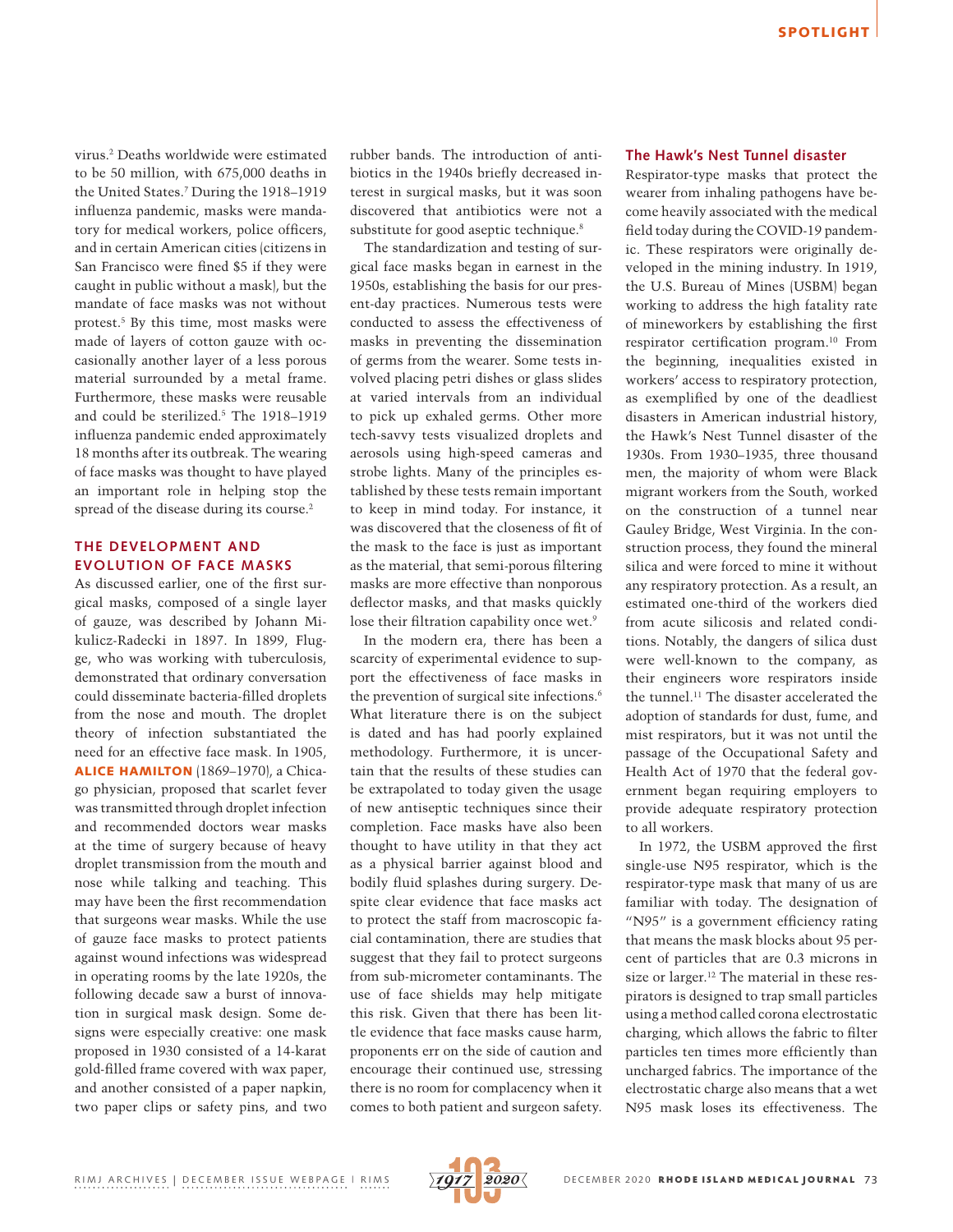virus.[2] Deaths worldwide were estimated to be 50 million, with 675,000 deaths in the United States.[7] During the 1918–1919 influenza pandemic, masks were mandatory for medical workers, police officers, and in certain American cities (citizens in San Francisco were fined $5 if they were caught in public without a mask), but the mandate of face masks was not without protest.[5] By this time, most masks were made of layers of cotton gauze with occasionally another layer of a less porous material surrounded by a metal frame. Furthermore, these masks were reusable and could be sterilized.[5] The 1918–1919 influenza pandemic ended approximately 18 months after its outbreak. The wearing of face masks was thought to have played an important role in helping stop the spread of the disease during its course.[2]

## THE DEVELOPMENT AND EVOLUTION OF FACE MASKS

As discussed earlier, one of the first surgical masks, composed of a single layer of gauze, was described by Johann Mikulicz-Radecki in 1897. In 1899, Flugge, who was working with tuberculosis, demonstrated that ordinary conversation could disseminate bacteria-filled droplets from the nose and mouth. The droplet theory of infection substantiated the need for an effective face mask. In 1905, **ALICE HAMILTON** (1869–1970), a Chicago physician, proposed that scarlet fever was transmitted through droplet infection and recommended doctors wear masks at the time of surgery because of heavy droplet transmission from the mouth and nose while talking and teaching. This may have been the first recommendation that surgeons wear masks. While the use of gauze face masks to protect patients against wound infections was widespread in operating rooms by the late 1920s, the following decade saw a burst of innovation in surgical mask design. Some designs were especially creative: one mask proposed in 1930 consisted of a 14-karat gold-filled frame covered with wax paper, and another consisted of a paper napkin, two paper clips or safety pins, and two rubber bands. The introduction of antibiotics in the 1940s briefly decreased interest in surgical masks, but it was soon discovered that antibiotics were not a substitute for good aseptic technique.[8]

The standardization and testing of surgical face masks began in earnest in the 1950s, establishing the basis for our present-day practices. Numerous tests were conducted to assess the effectiveness of masks in preventing the dissemination of germs from the wearer. Some tests involved placing petri dishes or glass slides at varied intervals from an individual to pick up exhaled germs. Other more tech-savvy tests visualized droplets and aerosols using high-speed cameras and strobe lights. Many of the principles established by these tests remain important to keep in mind today. For instance, it was discovered that the closeness of fit of the mask to the face is just as important as the material, that semi-porous filtering masks are more effective than nonporous deflector masks, and that masks quickly lose their filtration capability once wet.[9]

In the modern era, there has been a scarcity of experimental evidence to support the effectiveness of face masks in the prevention of surgical site infections.[6] What literature there is on the subject is dated and has had poorly explained methodology. Furthermore, it is uncertain that the results of these studies can be extrapolated to today given the usage of new antiseptic techniques since their completion. Face masks have also been thought to have utility in that they act as a physical barrier against blood and bodily fluid splashes during surgery. Despite clear evidence that face masks act to protect the staff from macroscopic facial contamination, there are studies that suggest that they fail to protect surgeons from sub-micrometer contaminants. The use of face shields may help mitigate this risk. Given that there has been little evidence that face masks cause harm, proponents err on the side of caution and encourage their continued use, stressing there is no room for complacency when it comes to both patient and surgeon safety.

### The Hawk's Nest Tunnel disaster

Respirator-type masks that protect the wearer from inhaling pathogens have become heavily associated with the medical field today during the COVID-19 pandemic. These respirators were originally developed in the mining industry. In 1919, the U.S. Bureau of Mines (USBM) began working to address the high fatality rate of mineworkers by establishing the first respirator certification program.[10] From the beginning, inequalities existed in workers' access to respiratory protection, as exemplified by one of the deadliest disasters in American industrial history, the Hawk's Nest Tunnel disaster of the 1930s. From 1930–1935, three thousand men, the majority of whom were Black migrant workers from the South, worked on the construction of a tunnel near Gauley Bridge, West Virginia. In the construction process, they found the mineral silica and were forced to mine it without any respiratory protection. As a result, an estimated one-third of the workers died from acute silicosis and related conditions. Notably, the dangers of silica dust were well-known to the company, as their engineers wore respirators inside the tunnel.[11] The disaster accelerated the adoption of standards for dust, fume, and mist respirators, but it was not until the passage of the Occupational Safety and Health Act of 1970 that the federal government began requiring employers to provide adequate respiratory protection to all workers.

In 1972, the USBM approved the first single-use N95 respirator, which is the respirator-type mask that many of us are familiar with today. The designation of "N95" is a government efficiency rating that means the mask blocks about 95 percent of particles that are 0.3 microns in size or larger.[12] The material in these respirators is designed to trap small particles using a method called corona electrostatic charging, which allows the fabric to filter particles ten times more efficiently than uncharged fabrics. The importance of the electrostatic charge also means that a wet N95 mask loses its effectiveness. The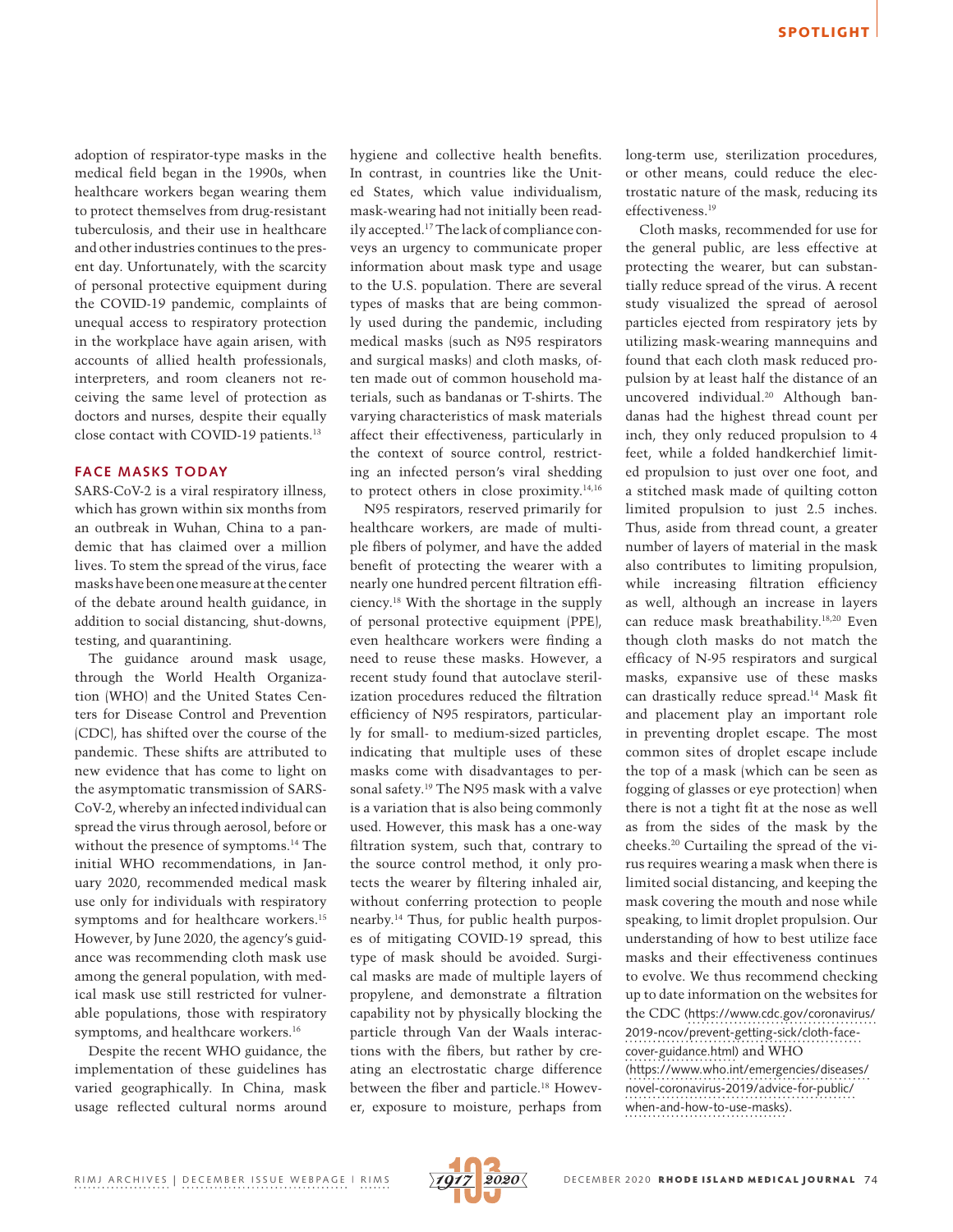adoption of respirator-type masks in the medical field began in the 1990s, when healthcare workers began wearing them to protect themselves from drug-resistant tuberculosis, and their use in healthcare and other industries continues to the present day. Unfortunately, with the scarcity of personal protective equipment during the COVID-19 pandemic, complaints of unequal access to respiratory protection in the workplace have again arisen, with accounts of allied health professionals, interpreters, and room cleaners not receiving the same level of protection as doctors and nurses, despite their equally close contact with COVID-19 patients.[13]

## FACE MASKS TODAY

SARS-CoV-2 is a viral respiratory illness, which has grown within six months from an outbreak in Wuhan, China to a pandemic that has claimed over a million lives. To stem the spread of the virus, face masks have been one measure at the center of the debate around health guidance, in addition to social distancing, shut-downs, testing, and quarantining.

The guidance around mask usage, through the World Health Organization (WHO) and the United States Centers for Disease Control and Prevention (CDC), has shifted over the course of the pandemic. These shifts are attributed to new evidence that has come to light on the asymptomatic transmission of SARS-CoV-2, whereby an infected individual can spread the virus through aerosol, before or without the presence of symptoms.[14] The initial WHO recommendations, in January 2020, recommended medical mask use only for individuals with respiratory symptoms and for healthcare workers.[15] However, by June 2020, the agency's guidance was recommending cloth mask use among the general population, with medical mask use still restricted for vulnerable populations, those with respiratory symptoms, and healthcare workers.[16]

Despite the recent WHO guidance, the implementation of these guidelines has varied geographically. In China, mask usage reflected cultural norms around hygiene and collective health benefits. In contrast, in countries like the United States, which value individualism, mask-wearing had not initially been readily accepted.[17] The lack of compliance conveys an urgency to communicate proper information about mask type and usage to the U.S. population. There are several types of masks that are being commonly used during the pandemic, including medical masks (such as N95 respirators and surgical masks) and cloth masks, often made out of common household materials, such as bandanas or T-shirts. The varying characteristics of mask materials affect their effectiveness, particularly in the context of source control, restricting an infected person's viral shedding to protect others in close proximity.[14,16]

N95 respirators, reserved primarily for healthcare workers, are made of multiple fibers of polymer, and have the added benefit of protecting the wearer with a nearly one hundred percent filtration efficiency.[18] With the shortage in the supply of personal protective equipment (PPE), even healthcare workers were finding a need to reuse these masks. However, a recent study found that autoclave sterilization procedures reduced the filtration efficiency of N95 respirators, particularly for small- to medium-sized particles, indicating that multiple uses of these masks come with disadvantages to personal safety.[19] The N95 mask with a valve is a variation that is also being commonly used. However, this mask has a one-way filtration system, such that, contrary to the source control method, it only protects the wearer by filtering inhaled air, without conferring protection to people nearby.[14] Thus, for public health purposes of mitigating COVID-19 spread, this type of mask should be avoided. Surgical masks are made of multiple layers of propylene, and demonstrate a filtration capability not by physically blocking the particle through Van der Waals interactions with the fibers, but rather by creating an electrostatic charge difference between the fiber and particle.[18] However, exposure to moisture, perhaps from long-term use, sterilization procedures, or other means, could reduce the electrostatic nature of the mask, reducing its effectiveness.[19]

Cloth masks, recommended for use for the general public, are less effective at protecting the wearer, but can substantially reduce spread of the virus. A recent study visualized the spread of aerosol particles ejected from respiratory jets by utilizing mask-wearing mannequins and found that each cloth mask reduced propulsion by at least half the distance of an uncovered individual.[20] Although bandanas had the highest thread count per inch, they only reduced propulsion to 4 feet, while a folded handkerchief limited propulsion to just over one foot, and a stitched mask made of quilting cotton limited propulsion to just 2.5 inches. Thus, aside from thread count, a greater number of layers of material in the mask also contributes to limiting propulsion, while increasing filtration efficiency as well, although an increase in layers can reduce mask breathability.[18,20] Even though cloth masks do not match the efficacy of N-95 respirators and surgical masks, expansive use of these masks can drastically reduce spread.[14] Mask fit and placement play an important role in preventing droplet escape. The most common sites of droplet escape include the top of a mask (which can be seen as fogging of glasses or eye protection) when there is not a tight fit at the nose as well as from the sides of the mask by the cheeks.[20] Curtailing the spread of the virus requires wearing a mask when there is limited social distancing, and keeping the mask covering the mouth and nose while speaking, to limit droplet propulsion. Our understanding of how to best utilize face masks and their effectiveness continues to evolve. We thus recommend checking up to date information on the websites for the CDC (https://www.cdc.gov/coronavirus/2019-ncov/prevent-getting-sick/cloth-face-cover-guidance.html) and WHO (https://www.who.int/emergencies/diseases/novel-coronavirus-2019/advice-for-public/when-and-how-to-use-masks).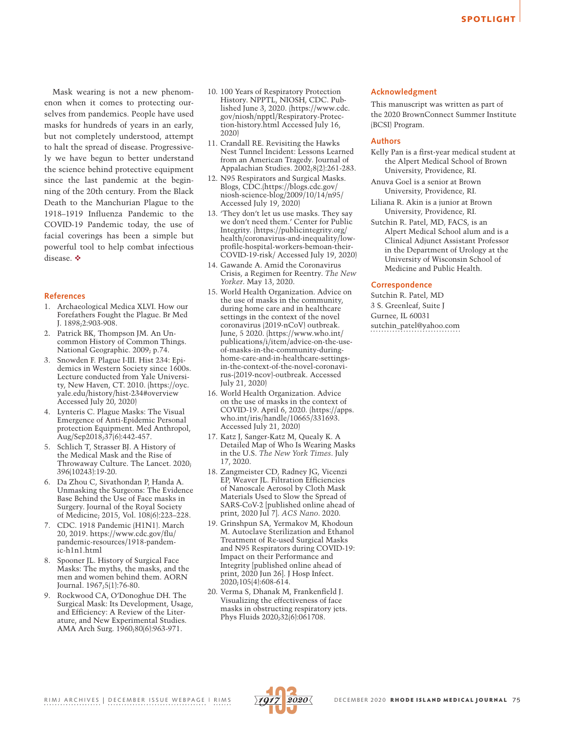Mask wearing is not a new phenomenon when it comes to protecting ourselves from pandemics. People have used masks for hundreds of years in an early, but not completely understood, attempt to halt the spread of disease. Progressively we have begun to better understand the science behind protective equipment since the last pandemic at the beginning of the 20th century. From the Black Death to the Manchurian Plague to the 1918–1919 Influenza Pandemic to the COVID-19 Pandemic today, the use of facial coverings has been a simple but powerful tool to help combat infectious disease. ❖

## References

1. Archaeological Medica XLVI. How our Forefathers Fought the Plague. Br Med J. 1898;2:903-908.
2. Patrick BK, Thompson JM. An Uncommon History of Common Things. National Geographic. 2009; p.74.
3. Snowden F. Plague I-III. Hist 234: Epidemics in Western Society since 1600s. Lecture conducted from Yale University, New Haven, CT. 2010. (https://oyc.yale.edu/history/hist-234#overview Accessed July 20, 2020)
4. Lynteris C. Plague Masks: The Visual Emergence of Anti-Epidemic Personal protection Equipment. Med Anthropol, Aug/Sep2018;37(6):442-457.
5. Schlich T, Strasser BJ. A History of the Medical Mask and the Rise of Throwaway Culture. The Lancet. 2020; 396(10243):19-20.
6. Da Zhou C, Sivathondan P, Handa A. Unmasking the Surgeons: The Evidence Base Behind the Use of Face masks in Surgery. Journal of the Royal Society of Medicine; 2015, Vol. 108(6):223–228.
7. CDC. 1918 Pandemic (H1N1). March 20, 2019. https://www.cdc.gov/flu/pandemic-resources/1918-pandemic-h1n1.html
8. Spooner JL. History of Surgical Face Masks: The myths, the masks, and the men and women behind them. AORN Journal. 1967;5(1):76-80.
9. Rockwood CA, O'Donoghue DH. The Surgical Mask: Its Development, Usage, and Efficiency: A Review of the Literature, and New Experimental Studies. AMA Arch Surg. 1960;80(6):963-971.
10. 100 Years of Respiratory Protection History. NPPTL, NIOSH, CDC. Published June 3, 2020. (https://www.cdc.gov/niosh/npptl/Respiratory-Protection-history.html Accessed July 16, 2020)
11. Crandall RE. Revisiting the Hawks Nest Tunnel Incident: Lessons Learned from an American Tragedy. Journal of Appalachian Studies. 2002;8(2):261-283.
12. N95 Respirators and Surgical Masks. Blogs, CDC.(https://blogs.cdc.gov/niosh-science-blog/2009/10/14/n95/ Accessed July 19, 2020)
13. 'They don't let us use masks. They say we don't need them.' Center for Public Integrity. (https://publicintegrity.org/health/coronavirus-and-inequality/low-profile-hospital-workers-bemoan-their-COVID-19-risk/ Accessed July 19, 2020)
14. Gawande A. Amid the Coronavirus Crisis, a Regimen for Reentry. *The New Yorker*. May 13, 2020.
15. World Health Organization. Advice on the use of masks in the community, during home care and in healthcare settings in the context of the novel coronavirus (2019-nCoV) outbreak. June, 5 2020. (https://www.who.int/publications/i/item/advice-on-the-use-of-masks-in-the-community-during-home-care-and-in-healthcare-settings-in-the-context-of-the-novel-coronavirus-(2019-ncov)-outbreak. Accessed July 21, 2020)
16. World Health Organization. Advice on the use of masks in the context of COVID-19. April 6, 2020. (https://apps.who.int/iris/handle/10665/331693. Accessed July 21, 2020)
17. Katz J, Sanger-Katz M, Quealy K. A Detailed Map of Who Is Wearing Masks in the U.S. *The New York Times*. July 17, 2020.
18. Zangmeister CD, Radney JG, Vicenzi EP, Weaver JL. Filtration Efficiencies of Nanoscale Aerosol by Cloth Mask Materials Used to Slow the Spread of SARS-CoV-2 [published online ahead of print, 2020 Jul 7]. *ACS Nano*. 2020.
19. Grinshpun SA, Yermakov M, Khodoun M. Autoclave Sterilization and Ethanol Treatment of Re-used Surgical Masks and N95 Respirators during COVID-19: Impact on their Performance and Integrity [published online ahead of print, 2020 Jun 26]. J Hosp Infect. 2020;105(4):608-614.
20. Verma S, Dhanak M, Frankenfield J. Visualizing the effectiveness of face masks in obstructing respiratory jets. Phys Fluids 2020;32(6):061708.

## Acknowledgment

This manuscript was written as part of the 2020 BrownConnect Summer Institute (BCSI) Program.

## Authors

Kelly Pan is a first-year medical student at the Alpert Medical School of Brown University, Providence, RI.

Anuva Goel is a senior at Brown University, Providence, RI.

Liliana R. Akin is a junior at Brown University, Providence, RI.

Sutchin R. Patel, MD, FACS, is an Alpert Medical School alum and is a Clinical Adjunct Assistant Professor in the Department of Urology at the University of Wisconsin School of Medicine and Public Health.

## Correspondence

Sutchin R. Patel, MD
3 S. Greenleaf, Suite J
Gurnee, IL 60031
sutchin_patel@yahoo.com